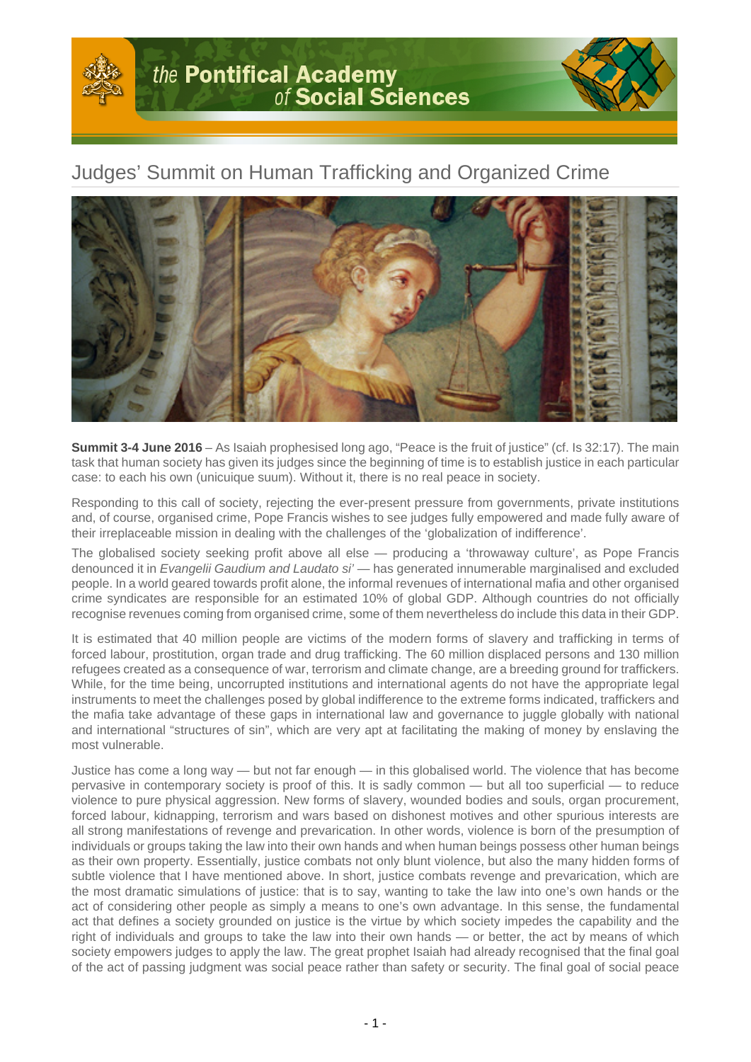# the Pontifical Academy of Social Sciences

## Judges' Summit on Human Trafficking and Organized Crime

**Summit 3-4 June 2016** – As Isaiah prophesied long ago, "Peace is the fruit of justice" (cf. Is 32:17). The main task that human society has given its judges since the beginning of time is to establish justice in each particular case: to each his own (unicuique suum). Without it, there is no real peace in society.

Responding to this call of society, rejecting the ever-present pressure from governments, private institutions and, of course, organised crime, Pope Francis wishes to see judges fully empowered and made fully aware of their irreplaceable mission in dealing with the challenges of the 'globalization of indifference'.

The globalised society seeking profit above all else — producing a 'throwaway culture', as Pope Francis denounced it in *Evangelii Gaudium and Laudato si'* — has generated innumerable marginalised and excluded people. In a world geared towards profit alone, the informal revenues of international mafia and other organised crime syndicates are responsible for an estimated 10% of global GDP. Although countries do not officially recognise revenues coming from organised crime, some of them nevertheless do include this data in their GDP.

It is estimated that 40 million people are victims of the modern forms of slavery and trafficking in terms of forced labour, prostitution, organ trade and drug trafficking. The 60 million displaced persons and 130 million refugees created as a consequence of war, terrorism and climate change, are a breeding ground for traffickers. While, for the time being, uncorrupted institutions and international agents do not have the appropriate legal instruments to meet the challenges posed by global indifference to the extreme forms indicated, traffickers and the mafia take advantage of these gaps in international law and governance to juggle globally with national and international "structures of sin", which are very apt at facilitating the making of money by enslaving the most vulnerable.

Justice has come a long way — but not far enough — in this globalised world. The violence that has become pervasive in contemporary society is proof of this. It is sadly common — but all too superficial — to reduce violence to pure physical aggression. New forms of slavery, wounded bodies and souls, organ procurement, forced labour, kidnapping, terrorism and wars based on dishonest motives and other spurious interests are all strong manifestations of revenge and prevarication. In other words, violence is born of the presumption of individuals or groups taking the law into their own hands and when human beings possess other human beings as their own property. Essentially, justice combats not only blunt violence, but also the many hidden forms of subtle violence that I have mentioned above. In short, justice combats revenge and prevarication, which are the most dramatic simulations of justice: that is to say, wanting to take the law into one's own hands or the act of considering other people as simply a means to one's own advantage. In this sense, the fundamental act that defines a society grounded on justice is the virtue by which society impedes the capability and the right of individuals and groups to take the law into their own hands — or better, the act by means of which society empowers judges to apply the law. The great prophet Isaiah had already recognised that the final goal of the act of passing judgment was social peace rather than safety or security. The final goal of social peace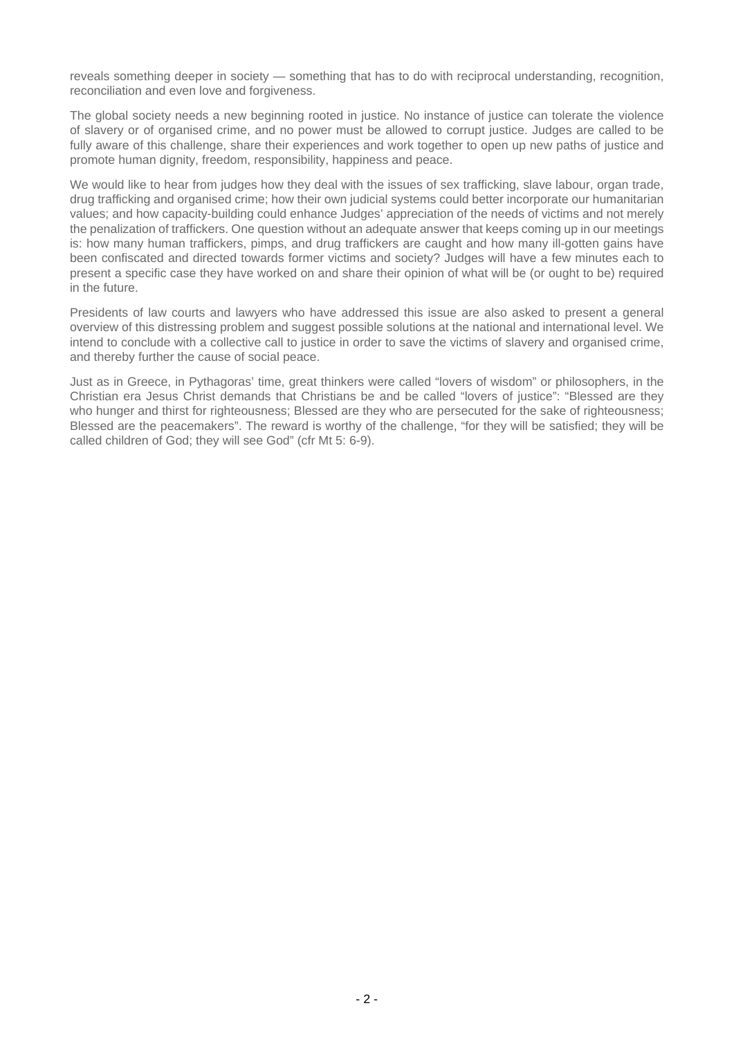reveals something deeper in society — something that has to do with reciprocal understanding, recognition, reconciliation and even love and forgiveness.

The global society needs a new beginning rooted in justice. No instance of justice can tolerate the violence of slavery or of organised crime, and no power must be allowed to corrupt justice. Judges are called to be fully aware of this challenge, share their experiences and work together to open up new paths of justice and promote human dignity, freedom, responsibility, happiness and peace.

We would like to hear from judges how they deal with the issues of sex trafficking, slave labour, organ trade, drug trafficking and organised crime; how their own judicial systems could better incorporate our humanitarian values; and how capacity-building could enhance Judges' appreciation of the needs of victims and not merely the penalization of traffickers. One question without an adequate answer that keeps coming up in our meetings is: how many human traffickers, pimps, and drug traffickers are caught and how many ill-gotten gains have been confiscated and directed towards former victims and society? Judges will have a few minutes each to present a specific case they have worked on and share their opinion of what will be (or ought to be) required in the future.

Presidents of law courts and lawyers who have addressed this issue are also asked to present a general overview of this distressing problem and suggest possible solutions at the national and international level. We intend to conclude with a collective call to justice in order to save the victims of slavery and organised crime, and thereby further the cause of social peace.

Just as in Greece, in Pythagoras' time, great thinkers were called "lovers of wisdom" or philosophers, in the Christian era Jesus Christ demands that Christians be and be called "lovers of justice": "Blessed are they who hunger and thirst for righteousness; Blessed are they who are persecuted for the sake of righteousness; Blessed are the peacemakers". The reward is worthy of the challenge, "for they will be satisfied; they will be called children of God; they will see God" (cfr Mt 5: 6-9).